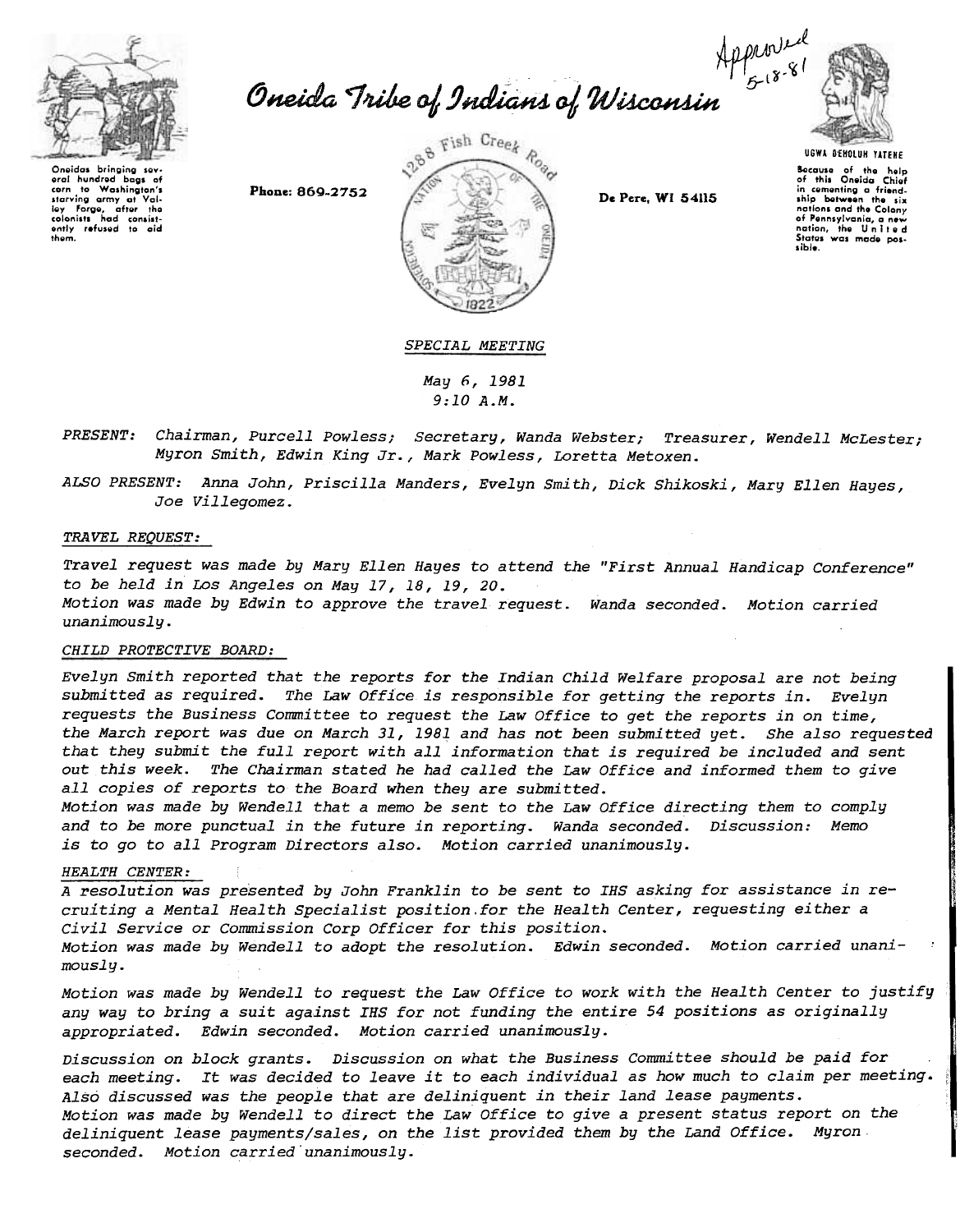Approved 5-18-81

# Oneida Tribe of Indians of Wisconsin

Oneidas bringing several hundred bags of corn to Washington's starving army at Valley Forge, after the colonists had consistently refused to aid them.

Phone: 869-2752

1288 Fish Creek Road

De Pere, WI 54115

UGWA DEHOLUH YATEHE

Because of the help of this Oneida Chief in cementing a friendship between the six nations and the Colony of Pennsylvania, a new nation, the United States was made possible.

*SPECIAL MEETING*

*May 6, 1981*
*9:10 A.M.*

*PRESENT: Chairman, Purcell Powless; Secretary, Wanda Webster; Treasurer, Wendell McLester; Myron Smith, Edwin King Jr., Mark Powless, Loretta Metoxen.*

*ALSO PRESENT: Anna John, Priscilla Manders, Evelyn Smith, Dick Shikoski, Mary Ellen Hayes, Joe Villegomez.*

*TRAVEL REQUEST:*

*Travel request was made by Mary Ellen Hayes to attend the "First Annual Handicap Conference" to be held in Los Angeles on May 17, 18, 19, 20.*
*Motion was made by Edwin to approve the travel request. Wanda seconded. Motion carried unanimously.*

*CHILD PROTECTIVE BOARD:*

*Evelyn Smith reported that the reports for the Indian Child Welfare proposal are not being submitted as required. The Law Office is responsible for getting the reports in. Evelyn requests the Business Committee to request the Law Office to get the reports in on time, the March report was due on March 31, 1981 and has not been submitted yet. She also requested that they submit the full report with all information that is required be included and sent out this week. The Chairman stated he had called the Law Office and informed them to give all copies of reports to the Board when they are submitted.*
*Motion was made by Wendell that a memo be sent to the Law Office directing them to comply and to be more punctual in the future in reporting. Wanda seconded. Discussion: Memo is to go to all Program Directors also. Motion carried unanimously.*

*HEALTH CENTER:*

*A resolution was presented by John Franklin to be sent to IHS asking for assistance in recruiting a Mental Health Specialist position for the Health Center, requesting either a Civil Service or Commission Corp Officer for this position.*
*Motion was made by Wendell to adopt the resolution. Edwin seconded. Motion carried unanimously.*

*Motion was made by Wendell to request the Law Office to work with the Health Center to justify any way to bring a suit against IHS for not funding the entire 54 positions as originally appropriated. Edwin seconded. Motion carried unanimously.*

*Discussion on block grants. Discussion on what the Business Committee should be paid for each meeting. It was decided to leave it to each individual as how much to claim per meeting. Also discussed was the people that are deliniquent in their land lease payments.*
*Motion was made by Wendell to direct the Law Office to give a present status report on the deliniquent lease payments/sales, on the list provided them by the Land Office. Myron seconded. Motion carried unanimously.*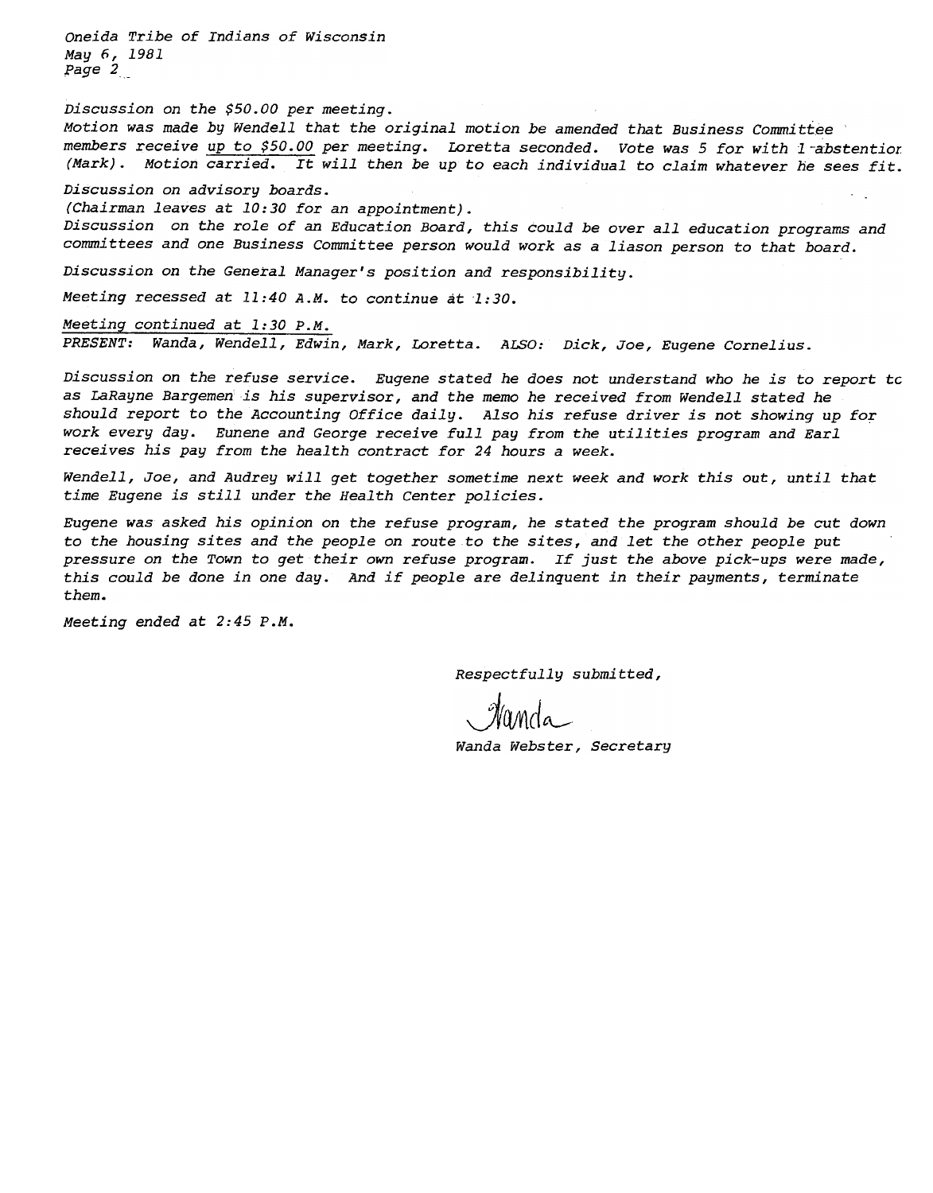Discussion on the $50.00 per meeting.
Motion was made by Wendell that the original motion be amended that Business Committee members receive up to $50.00 per meeting. Loretta seconded. Vote was 5 for with 1 abstention (Mark). Motion carried. It will then be up to each individual to claim whatever he sees fit.

Discussion on advisory boards.
(Chairman leaves at 10:30 for an appointment).
Discussion on the role of an Education Board, this could be over all education programs and committees and one Business Committee person would work as a liason person to that board.

Discussion on the General Manager's position and responsibility.

Meeting recessed at 11:40 A.M. to continue at 1:30.

Meeting continued at 1:30 P.M.
PRESENT: Wanda, Wendell, Edwin, Mark, Loretta. ALSO: Dick, Joe, Eugene Cornelius.

Discussion on the refuse service. Eugene stated he does not understand who he is to report to as LaRayne Bargemen is his supervisor, and the memo he received from Wendell stated he should report to the Accounting Office daily. Also his refuse driver is not showing up for work every day. Eunene and George receive full pay from the utilities program and Earl receives his pay from the health contract for 24 hours a week.

Wendell, Joe, and Audrey will get together sometime next week and work this out, until that time Eugene is still under the Health Center policies.

Eugene was asked his opinion on the refuse program, he stated the program should be cut down to the housing sites and the people on route to the sites, and let the other people put pressure on the Town to get their own refuse program. If just the above pick-ups were made, this could be done in one day. And if people are delinquent in their payments, terminate them.

Meeting ended at 2:45 P.M.

Respectfully submitted,

Wanda

Wanda Webster, Secretary